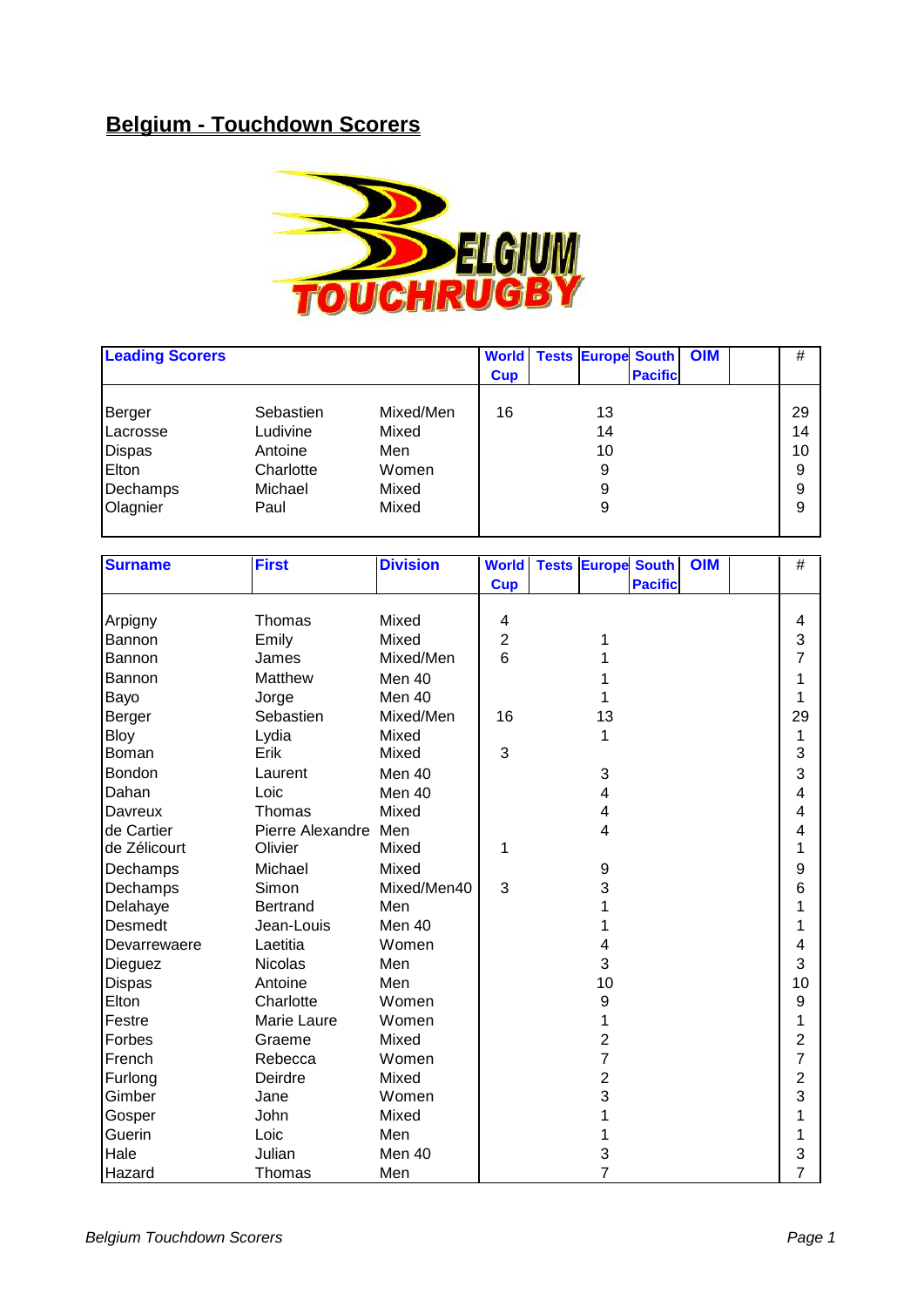# Belgium - Touchdown Scorers

| Leading Scorers | | | World Cup | Tests | Europe | South Pacific | OIM | | # |
|---|---|---|---|---|---|---|---|---|---|
| Berger | Sebastien | Mixed/Men | 16 | | 13 | | | | 29 |
| Lacrosse | Ludivine | Mixed | | | 14 | | | | 14 |
| Dispas | Antoine | Men | | | 10 | | | | 10 |
| Elton | Charlotte | Women | | | 9 | | | | 9 |
| Dechamps | Michael | Mixed | | | 9 | | | | 9 |
| Olagnier | Paul | Mixed | | | 9 | | | | 9 |

| Surname | First | Division | World Cup | Tests | Europe | South Pacific | OIM | | # |
|---|---|---|---|---|---|---|---|---|---|
| Arpigny | Thomas | Mixed | 4 | | | | | | 4 |
| Bannon | Emily | Mixed | 2 | | 1 | | | | 3 |
| Bannon | James | Mixed/Men | 6 | | 1 | | | | 7 |
| Bannon | Matthew | Men 40 | | | 1 | | | | 1 |
| Bayo | Jorge | Men 40 | | | 1 | | | | 1 |
| Berger | Sebastien | Mixed/Men | 16 | | 13 | | | | 29 |
| Bloy | Lydia | Mixed | | | 1 | | | | 1 |
| Boman | Erik | Mixed | 3 | | | | | | 3 |
| Bondon | Laurent | Men 40 | | | 3 | | | | 3 |
| Dahan | Loic | Men 40 | | | 4 | | | | 4 |
| Davreux | Thomas | Mixed | | | 4 | | | | 4 |
| de Cartier | Pierre Alexandre | Men | | | 4 | | | | 4 |
| de Zélicourt | Olivier | Mixed | 1 | | | | | | 1 |
| Dechamps | Michael | Mixed | | | 9 | | | | 9 |
| Dechamps | Simon | Mixed/Men40 | 3 | | 3 | | | | 6 |
| Delahaye | Bertrand | Men | | | 1 | | | | 1 |
| Desmedt | Jean-Louis | Men 40 | | | 1 | | | | 1 |
| Devarrewaere | Laetitia | Women | | | 4 | | | | 4 |
| Dieguez | Nicolas | Men | | | 3 | | | | 3 |
| Dispas | Antoine | Men | | | 10 | | | | 10 |
| Elton | Charlotte | Women | | | 9 | | | | 9 |
| Festre | Marie Laure | Women | | | 1 | | | | 1 |
| Forbes | Graeme | Mixed | | | 2 | | | | 2 |
| French | Rebecca | Women | | | 7 | | | | 7 |
| Furlong | Deirdre | Mixed | | | 2 | | | | 2 |
| Gimber | Jane | Women | | | 3 | | | | 3 |
| Gosper | John | Mixed | | | 1 | | | | 1 |
| Guerin | Loic | Men | | | 1 | | | | 1 |
| Hale | Julian | Men 40 | | | 3 | | | | 3 |
| Hazard | Thomas | Men | | | 7 | | | | 7 |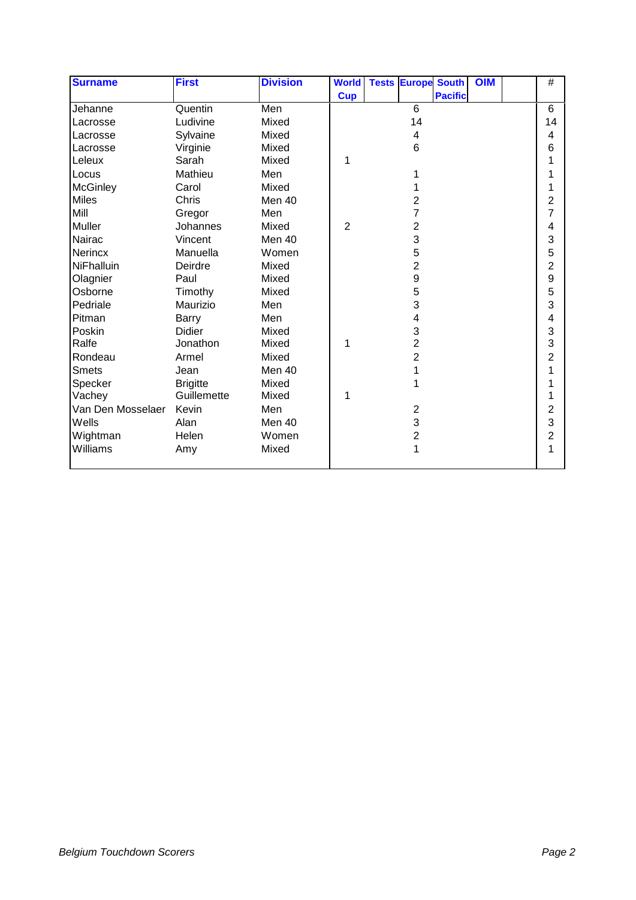| Surname | First | Division | World Cup | Tests | Europe | South Pacific | OIM | | # |
|---|---|---|---|---|---|---|---|---|---|
| Jehanne | Quentin | Men | | | 6 | | | | 6 |
| Lacrosse | Ludivine | Mixed | | | 14 | | | | 14 |
| Lacrosse | Sylvaine | Mixed | | | 4 | | | | 4 |
| Lacrosse | Virginie | Mixed | | | 6 | | | | 6 |
| Leleux | Sarah | Mixed | 1 | | | | | | 1 |
| Locus | Mathieu | Men | | | 1 | | | | 1 |
| McGinley | Carol | Mixed | | | 1 | | | | 1 |
| Miles | Chris | Men 40 | | | 2 | | | | 2 |
| Mill | Gregor | Men | | | 7 | | | | 7 |
| Muller | Johannes | Mixed | 2 | | 2 | | | | 4 |
| Nairac | Vincent | Men 40 | | | 3 | | | | 3 |
| Nerincx | Manuella | Women | | | 5 | | | | 5 |
| NiFhalluin | Deirdre | Mixed | | | 2 | | | | 2 |
| Olagnier | Paul | Mixed | | | 9 | | | | 9 |
| Osborne | Timothy | Mixed | | | 5 | | | | 5 |
| Pedriale | Maurizio | Men | | | 3 | | | | 3 |
| Pitman | Barry | Men | | | 4 | | | | 4 |
| Poskin | Didier | Mixed | | | 3 | | | | 3 |
| Ralfe | Jonathon | Mixed | 1 | | 2 | | | | 3 |
| Rondeau | Armel | Mixed | | | 2 | | | | 2 |
| Smets | Jean | Men 40 | | | 1 | | | | 1 |
| Specker | Brigitte | Mixed | | | 1 | | | | 1 |
| Vachey | Guillemette | Mixed | 1 | | | | | | 1 |
| Van Den Mosselaer | Kevin | Men | | | 2 | | | | 2 |
| Wells | Alan | Men 40 | | | 3 | | | | 3 |
| Wightman | Helen | Women | | | 2 | | | | 2 |
| Williams | Amy | Mixed | | | 1 | | | | 1 |